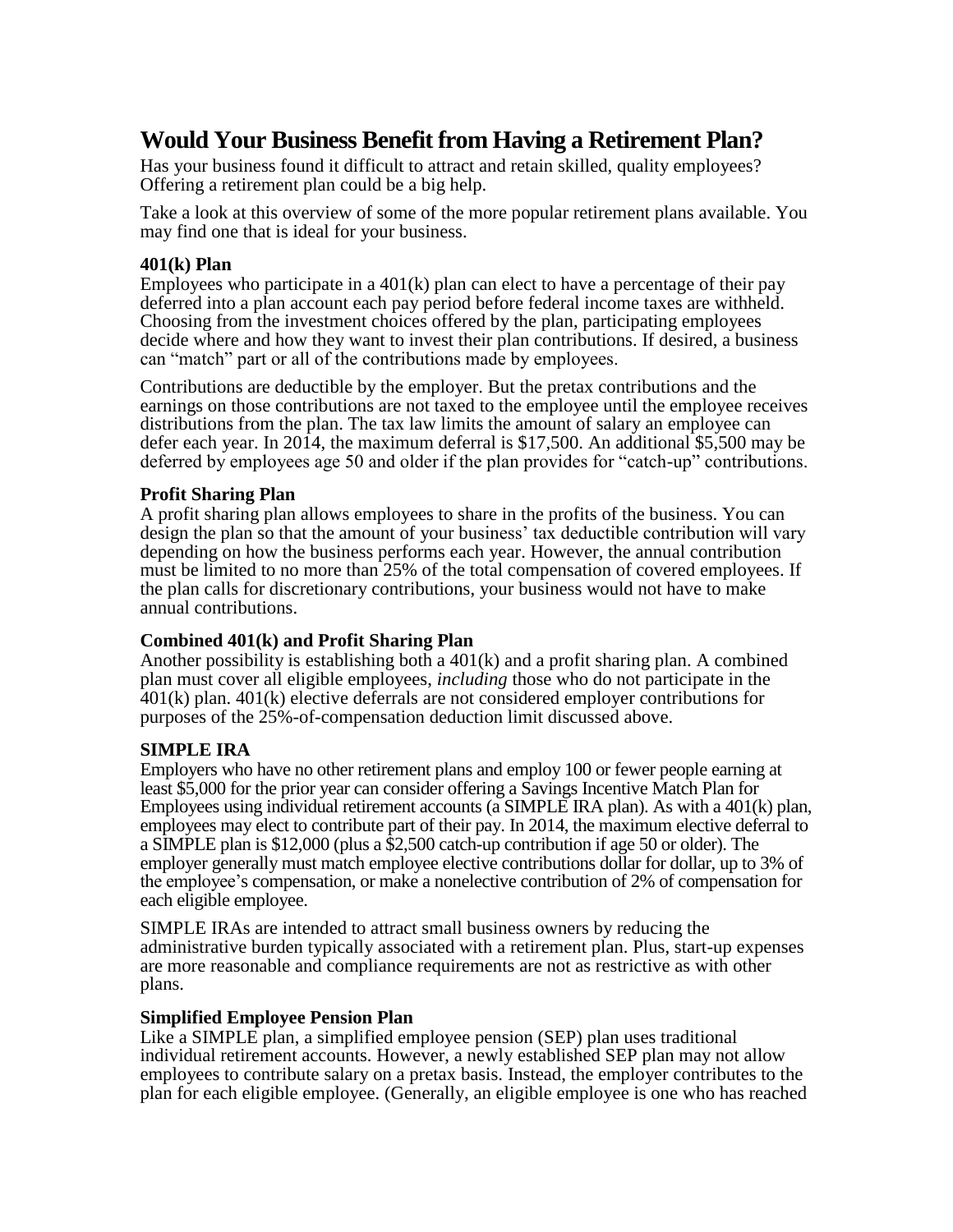# Would Your Business Benefit from Having a Retirement Plan?

Has your business found it difficult to attract and retain skilled, quality employees? Offering a retirement plan could be a big help.

Take a look at this overview of some of the more popular retirement plans available. You may find one that is ideal for your business.

### 401(k) Plan

Employees who participate in a 401(k) plan can elect to have a percentage of their pay deferred into a plan account each pay period before federal income taxes are withheld. Choosing from the investment choices offered by the plan, participating employees decide where and how they want to invest their plan contributions. If desired, a business can "match" part or all of the contributions made by employees.

Contributions are deductible by the employer. But the pretax contributions and the earnings on those contributions are not taxed to the employee until the employee receives distributions from the plan. The tax law limits the amount of salary an employee can defer each year. In 2014, the maximum deferral is $17,500. An additional $5,500 may be deferred by employees age 50 and older if the plan provides for "catch-up" contributions.

### Profit Sharing Plan

A profit sharing plan allows employees to share in the profits of the business. You can design the plan so that the amount of your business' tax deductible contribution will vary depending on how the business performs each year. However, the annual contribution must be limited to no more than 25% of the total compensation of covered employees. If the plan calls for discretionary contributions, your business would not have to make annual contributions.

### Combined 401(k) and Profit Sharing Plan

Another possibility is establishing both a 401(k) and a profit sharing plan. A combined plan must cover all eligible employees, *including* those who do not participate in the 401(k) plan. 401(k) elective deferrals are not considered employer contributions for purposes of the 25%-of-compensation deduction limit discussed above.

### SIMPLE IRA

Employers who have no other retirement plans and employ 100 or fewer people earning at least $5,000 for the prior year can consider offering a Savings Incentive Match Plan for Employees using individual retirement accounts (a SIMPLE IRA plan). As with a 401(k) plan, employees may elect to contribute part of their pay. In 2014, the maximum elective deferral to a SIMPLE plan is $12,000 (plus a $2,500 catch-up contribution if age 50 or older). The employer generally must match employee elective contributions dollar for dollar, up to 3% of the employee's compensation, or make a nonelective contribution of 2% of compensation for each eligible employee.

SIMPLE IRAs are intended to attract small business owners by reducing the administrative burden typically associated with a retirement plan. Plus, start-up expenses are more reasonable and compliance requirements are not as restrictive as with other plans.

### Simplified Employee Pension Plan

Like a SIMPLE plan, a simplified employee pension (SEP) plan uses traditional individual retirement accounts. However, a newly established SEP plan may not allow employees to contribute salary on a pretax basis. Instead, the employer contributes to the plan for each eligible employee. (Generally, an eligible employee is one who has reached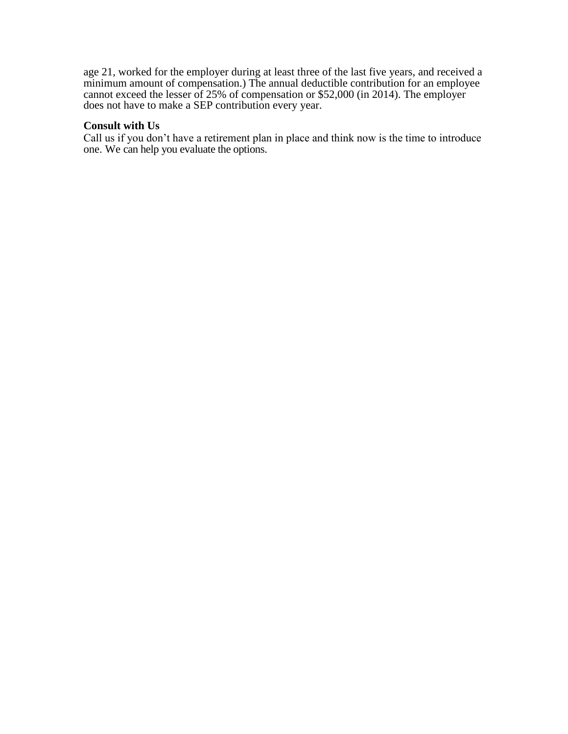age 21, worked for the employer during at least three of the last five years, and received a minimum amount of compensation.) The annual deductible contribution for an employee cannot exceed the lesser of 25% of compensation or $52,000 (in 2014). The employer does not have to make a SEP contribution every year.

**Consult with Us**

Call us if you don't have a retirement plan in place and think now is the time to introduce one. We can help you evaluate the options.